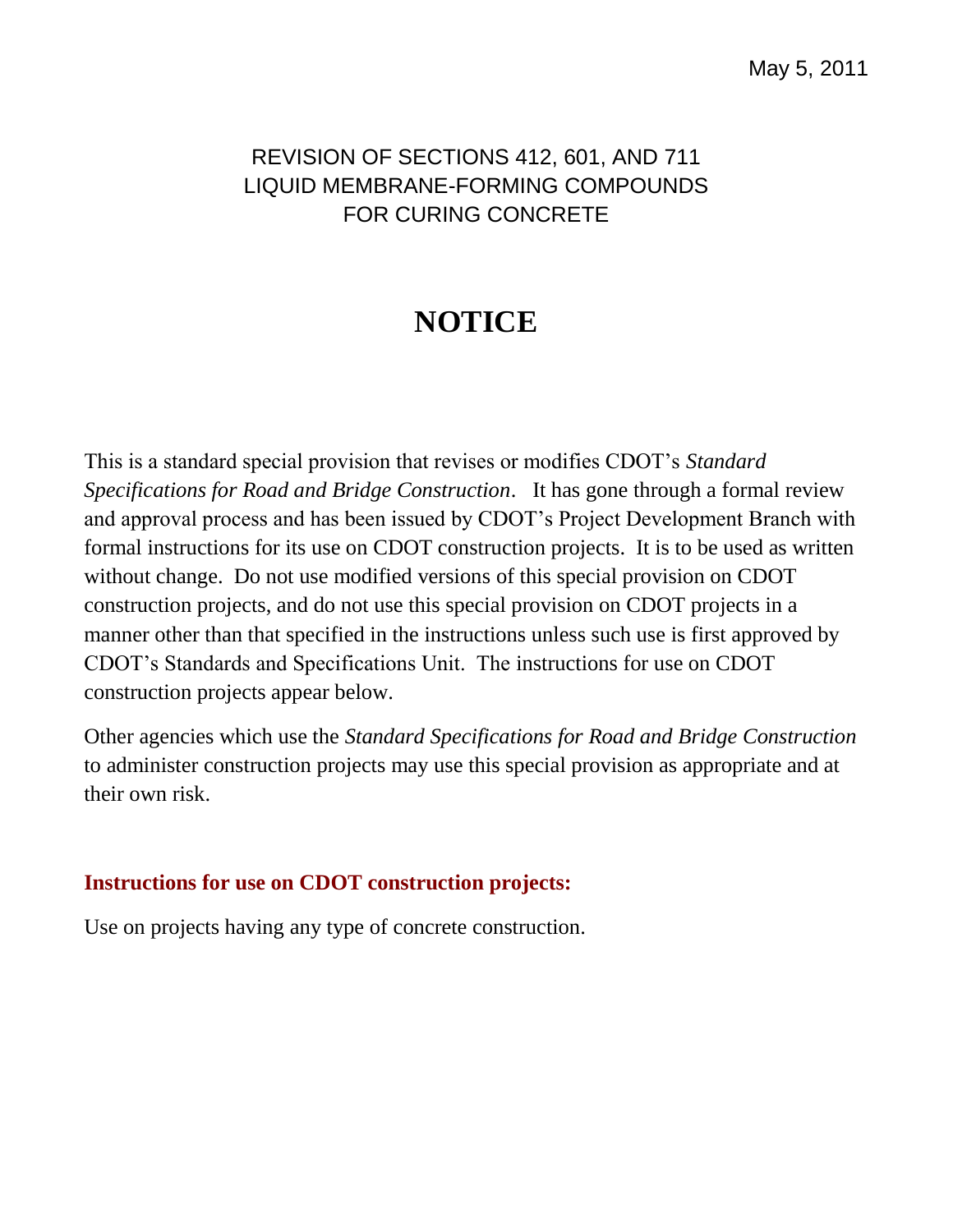May 5, 2011

REVISION OF SECTIONS 412, 601, AND 711
LIQUID MEMBRANE-FORMING COMPOUNDS
FOR CURING CONCRETE

# NOTICE

This is a standard special provision that revises or modifies CDOT's *Standard Specifications for Road and Bridge Construction*. It has gone through a formal review and approval process and has been issued by CDOT's Project Development Branch with formal instructions for its use on CDOT construction projects. It is to be used as written without change. Do not use modified versions of this special provision on CDOT construction projects, and do not use this special provision on CDOT projects in a manner other than that specified in the instructions unless such use is first approved by CDOT's Standards and Specifications Unit. The instructions for use on CDOT construction projects appear below.

Other agencies which use the *Standard Specifications for Road and Bridge Construction* to administer construction projects may use this special provision as appropriate and at their own risk.

**Instructions for use on CDOT construction projects:**

Use on projects having any type of concrete construction.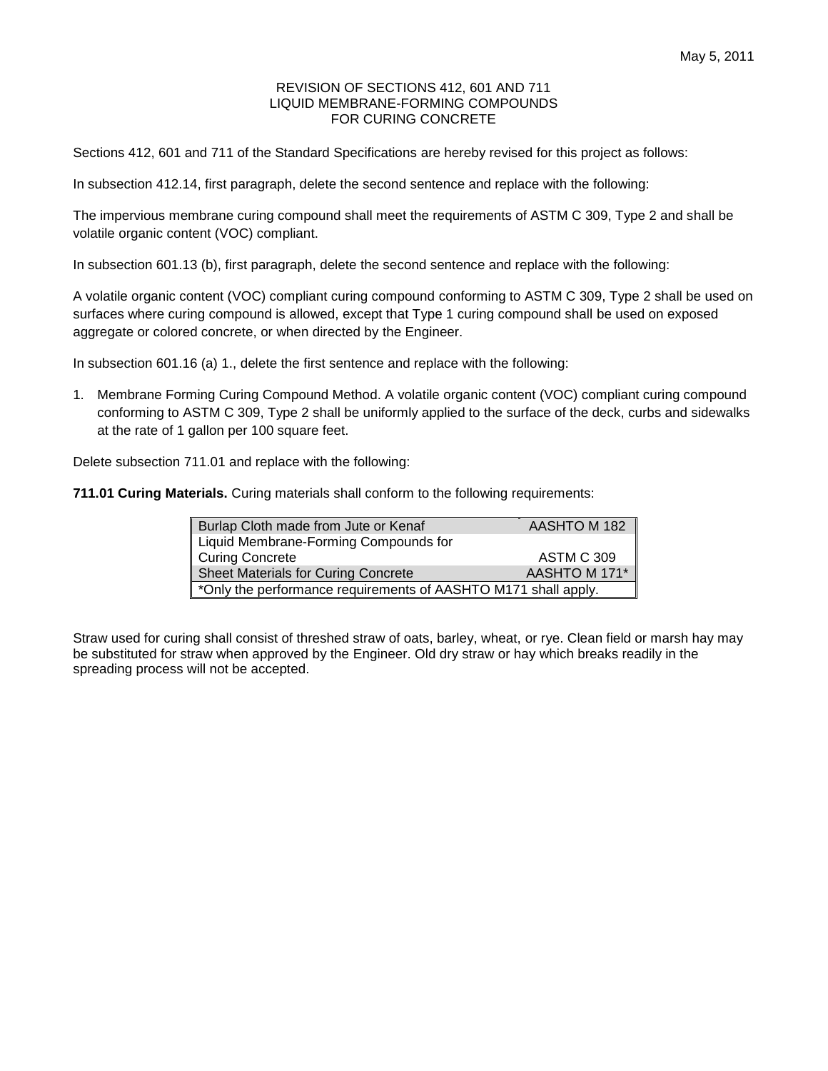May 5, 2011

REVISION OF SECTIONS 412, 601 AND 711
LIQUID MEMBRANE-FORMING COMPOUNDS
FOR CURING CONCRETE

Sections 412, 601 and 711 of the Standard Specifications are hereby revised for this project as follows:

In subsection 412.14, first paragraph, delete the second sentence and replace with the following:

The impervious membrane curing compound shall meet the requirements of ASTM C 309, Type 2 and shall be volatile organic content (VOC) compliant.

In subsection 601.13 (b), first paragraph, delete the second sentence and replace with the following:

A volatile organic content (VOC) compliant curing compound conforming to ASTM C 309, Type 2 shall be used on surfaces where curing compound is allowed, except that Type 1 curing compound shall be used on exposed aggregate or colored concrete, or when directed by the Engineer.

In subsection 601.16 (a) 1., delete the first sentence and replace with the following:

1. Membrane Forming Curing Compound Method. A volatile organic content (VOC) compliant curing compound conforming to ASTM C 309, Type 2 shall be uniformly applied to the surface of the deck, curbs and sidewalks at the rate of 1 gallon per 100 square feet.

Delete subsection 711.01 and replace with the following:

**711.01 Curing Materials.** Curing materials shall conform to the following requirements:

| | |
|---|---|
| Burlap Cloth made from Jute or Kenaf | AASHTO M 182 |
| Liquid Membrane-Forming Compounds for Curing Concrete | ASTM C 309 |
| Sheet Materials for Curing Concrete | AASHTO M 171* |
| *Only the performance requirements of AASHTO M171 shall apply. | |

Straw used for curing shall consist of threshed straw of oats, barley, wheat, or rye. Clean field or marsh hay may be substituted for straw when approved by the Engineer. Old dry straw or hay which breaks readily in the spreading process will not be accepted.